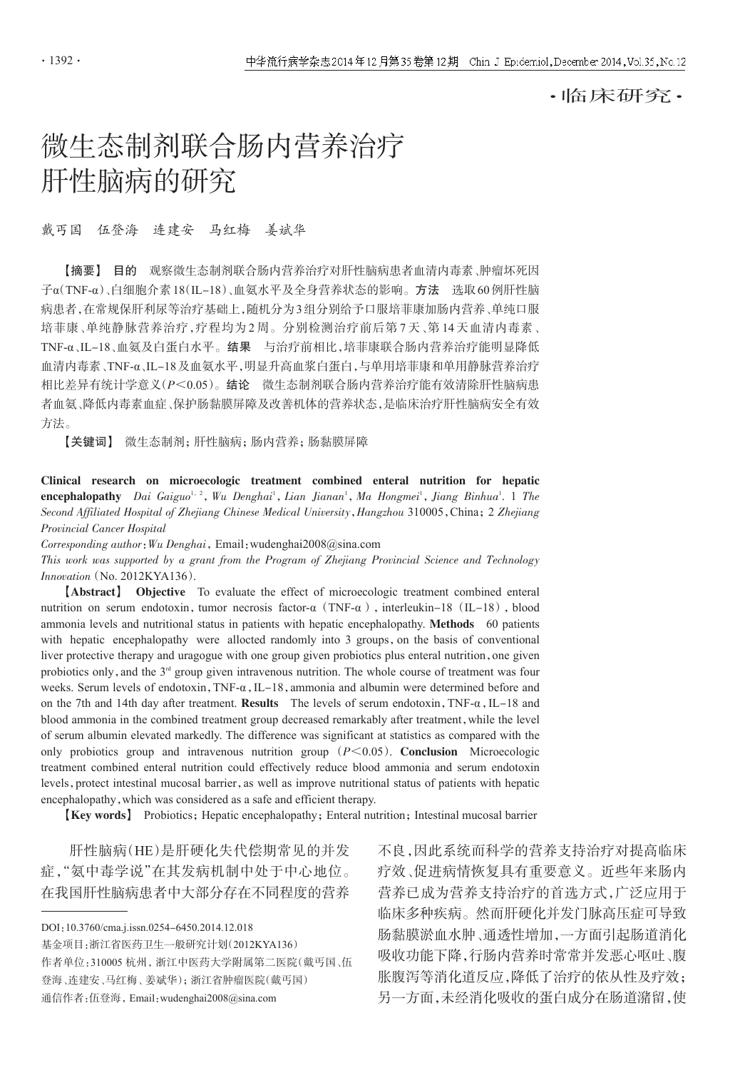·临床研究·

# 微生态制剂联合肠内营养治疗肝性脑病的研究

戴丐国　伍登海　连建安　马红梅　姜斌华

**【摘要】** **目的**　观察微生态制剂联合肠内营养治疗对肝性脑病患者血清内毒素、肿瘤坏死因子α(TNF-α)、白细胞介素18(IL-18)、血氨水平及全身营养状态的影响。**方法**　选取60例肝性脑病患者,在常规保肝利尿等治疗基础上,随机分为3组分别给予口服培菲康加肠内营养、单纯口服培菲康、单纯静脉营养治疗,疗程均为2周。分别检测治疗前后第7天、第14天血清内毒素、TNF-α、IL-18、血氨及白蛋白水平。**结果**　与治疗前相比,培菲康联合肠内营养治疗能明显降低血清内毒素、TNF-α、IL-18及血氨水平,明显升高血浆白蛋白,与单用培菲康和单用静脉营养治疗相比差异有统计学意义($P<0.05$)。**结论**　微生态制剂联合肠内营养治疗能有效清除肝性脑病患者血氨、降低内毒素血症、保护肠黏膜屏障及改善机体的营养状态,是临床治疗肝性脑病安全有效方法。

**【关键词】** 微生态制剂;肝性脑病;肠内营养;肠黏膜屏障

**Clinical research on microecologic treatment combined enteral nutrition for hepatic encephalopathy** *Dai Gaiguo*[1,2], *Wu Denghai*[1], *Lian Jianan*[1], *Ma Hongmei*[1], *Jiang Binhua*[1]. 1 *The Second Affiliated Hospital of Zhejiang Chinese Medical University*, *Hangzhou* 310005, China; 2 *Zhejiang Provincial Cancer Hospital*

*Corresponding author*: *Wu Denghai*, Email: wudenghai2008@sina.com

*This work was supported by a grant from the Program of Zhejiang Provincial Science and Technology Innovation* (No. 2012KYA136).

**【Abstract】** **Objective**　To evaluate the effect of microecologic treatment combined enteral nutrition on serum endotoxin, tumor necrosis factor-α (TNF-α), interleukin-18 (IL-18), blood ammonia levels and nutritional status in patients with hepatic encephalopathy. **Methods**　60 patients with hepatic encephalopathy were allocted randomly into 3 groups, on the basis of conventional liver protective therapy and uragogue with one group given probiotics plus enteral nutrition, one given probiotics only, and the 3rd group given intravenous nutrition. The whole course of treatment was four weeks. Serum levels of endotoxin, TNF-α, IL-18, ammonia and albumin were determined before and on the 7th and 14th day after treatment. **Results**　The levels of serum endotoxin, TNF-α, IL-18 and blood ammonia in the combined treatment group decreased remarkably after treatment, while the level of serum albumin elevated markedly. The difference was significant at statistics as compared with the only probiotics group and intravenous nutrition group ($P<0.05$). **Conclusion**　Microecologic treatment combined enteral nutrition could effectively reduce blood ammonia and serum endotoxin levels, protect intestinal mucosal barrier, as well as improve nutritional status of patients with hepatic encephalopathy, which was considered as a safe and efficient therapy.

**【Key words】** Probiotics; Hepatic encephalopathy; Enteral nutrition; Intestinal mucosal barrier

肝性脑病(HE)是肝硬化失代偿期常见的并发症,"氨中毒学说"在其发病机制中处于中心地位。在我国肝性脑病患者中大部分存在不同程度的营养不良,因此系统而科学的营养支持治疗对提高临床疗效、促进病情恢复具有重要意义。近些年来肠内营养已成为营养支持治疗的首选方式,广泛应用于临床多种疾病。然而肝硬化并发门脉高压症可导致肠黏膜淤血水肿、通透性增加,一方面引起肠道消化吸收功能下降,行肠内营养时常常并发恶心呕吐、腹胀腹泻等消化道反应,降低了治疗的依从性及疗效;另一方面,未经消化吸收的蛋白成分在肠道潴留,使

---

DOI:10.3760/cma.j.issn.0254-6450.2014.12.018

基金项目:浙江省医药卫生一般研究计划(2012KYA136)

作者单位:310005 杭州,浙江中医药大学附属第二医院(戴丐国、伍登海、连建安、马红梅、姜斌华);浙江省肿瘤医院(戴丐国)

通信作者:伍登海,Email:wudenghai2008@sina.com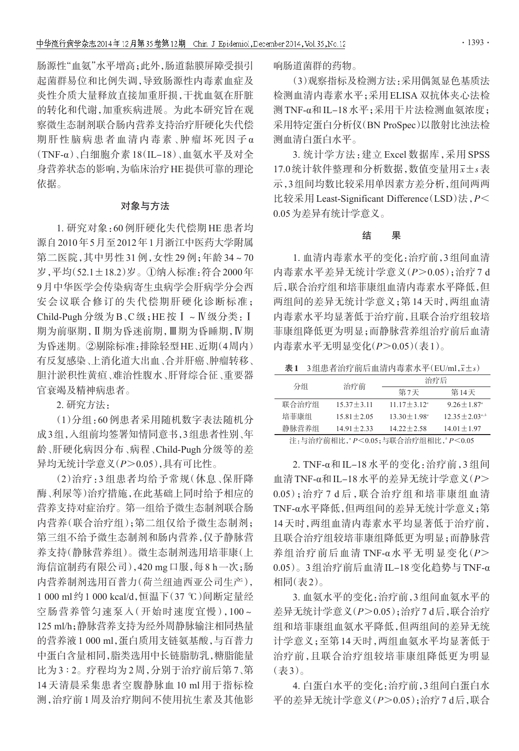肠源性"血氨"水平增高；此外，肠道黏膜屏障受损引起菌群易位和比例失调，导致肠源性内毒素血症及炎性介质大量释放直接加重肝损，干扰血氨在肝脏的转化和代谢，加重疾病进展。为此本研究旨在观察微生态制剂联合肠内营养支持治疗肝硬化失代偿期肝性脑病患者血清内毒素、肿瘤坏死因子α（TNF-α）、白细胞介素18（IL-18）、血氨水平及对全身营养状态的影响，为临床治疗HE提供可靠的理论依据。

## 对象与方法

1. 研究对象：60例肝硬化失代偿期HE患者均源自2010年5月至2012年1月浙江中医药大学附属第二医院，其中男性31例，女性29例；年龄34～70岁，平均(52.1±18.2)岁。①纳入标准：符合2000年9月中华医学会传染病寄生虫病学会肝病学分会西安会议联合修订的失代偿期肝硬化诊断标准；Child-Pugh分级为B、C级；HE按Ⅰ～Ⅳ级分类：Ⅰ期为前驱期，Ⅱ期为昏迷前期，Ⅲ期为昏睡期，Ⅳ期为昏迷期。②剔除标准：排除轻型HE、近期(4周内)有反复感染、上消化道大出血、合并肝癌、肿瘤转移、胆汁淤积性黄疸、难治性腹水、肝肾综合征、重要器官衰竭及精神病患者。

2. 研究方法：

(1)分组：60例患者采用随机数字表法随机分成3组，入组前均签署知情同意书，3组患者性别、年龄、肝硬化病因分布、病程、Child-Pugh分级等的差异均无统计学意义($P>0.05$)，具有可比性。

(2)治疗：3组患者均给予常规(休息、保肝降酶、利尿等)治疗措施，在此基础上同时给予相应的营养支持对症治疗。第一组给予微生态制剂联合肠内营养(联合治疗组)；第二组仅给予微生态制剂；第三组不给予微生态制剂和肠内营养，仅予静脉营养支持(静脉营养组)。微生态制剂选用培菲康(上海信谊制药有限公司)，420 mg口服，每8 h一次；肠内营养制剂选用百普力(荷兰纽迪西亚公司生产)，1 000 ml约1 000 kcal/d，恒温下(37 ℃)间断定量经空肠营养管匀速泵入(开始时速度宜慢)，100～125 ml/h；静脉营养支持为经外周静脉输注相同热量的营养液1 000 ml，蛋白质用支链氨基酸，与百普力中蛋白含量相同，脂类选用中长链脂肪乳，糖脂能量比为3∶2。疗程均为2周，分别于治疗前后第7、第14天清晨采集患者空腹静脉血10 ml用于指标检测，治疗前1周及治疗期间不使用抗生素及其他影响肠道菌群的药物。

(3)观察指标及检测方法：采用偶氮显色基质法检测血清内毒素水平；采用ELISA双抗体夹心法检测TNF-α和IL-18水平；采用干片法检测血氨浓度；采用特定蛋白分析仪(BN ProSpec)以散射比浊法检测血清白蛋白水平。

3. 统计学方法：建立Excel数据库，采用SPSS 17.0统计软件整理和分析数据，数值变量用$\bar{x}\pm s$表示，3组间均数比较采用单因素方差分析，组间两两比较采用Least-Significant Difference(LSD)法，$P<0.05$为差异有统计学意义。

## 结　　果

1. 血清内毒素水平的变化：治疗前，3组间血清内毒素水平差异无统计学意义($P>0.05$)；治疗7 d后，联合治疗组和培菲康组血清内毒素水平降低，但两组间的差异无统计学意义；第14天时，两组血清内毒素水平均显著低于治疗前，且联合治疗组较培菲康组降低更为明显；而静脉营养组治疗前后血清内毒素水平无明显变化($P>0.05$)(表1)。

表1　3组患者治疗前后血清内毒素水平(EU/ml，$\bar{x}\pm s$)

| 分组 | 治疗前 | 治疗后 | |
|---|---|---|---|
| | | 第7天 | 第14天 |
| 联合治疗组 | 15.37±3.11 | 11.17±3.12[a] | 9.26±1.87[a] |
| 培菲康组 | 15.81±2.05 | 13.30±1.98[a] | 12.35±2.03[a,b] |
| 静脉营养组 | 14.91±2.33 | 14.22±2.58 | 14.01±1.97 |

注：与治疗前相比，[a] $P<0.05$；与联合治疗组相比，[b] $P<0.05$

2. TNF-α和IL-18水平的变化：治疗前，3组间血清TNF-α和IL-18水平的差异无统计学意义($P>0.05$)；治疗7 d后，联合治疗组和培菲康组血清TNF-α水平降低，但两组间的差异无统计学意义；第14天时，两组血清内毒素水平均显著低于治疗前，且联合治疗组较培菲康组降低更为明显；而静脉营养组治疗前后血清TNF-α水平无明显变化($P>0.05$)。3组治疗前后血清IL-18变化趋势与TNF-α相同(表2)。

3. 血氨水平的变化：治疗前，3组间血氨水平的差异无统计学意义($P>0.05$)；治疗7 d后，联合治疗组和培菲康组血氨水平降低，但两组间的差异无统计学意义；至第14天时，两组血氨水平均显著低于治疗前，且联合治疗组较培菲康组降低更为明显(表3)。

4. 白蛋白水平的变化：治疗前，3组间白蛋白水平的差异无统计学意义($P>0.05$)；治疗7 d后，联合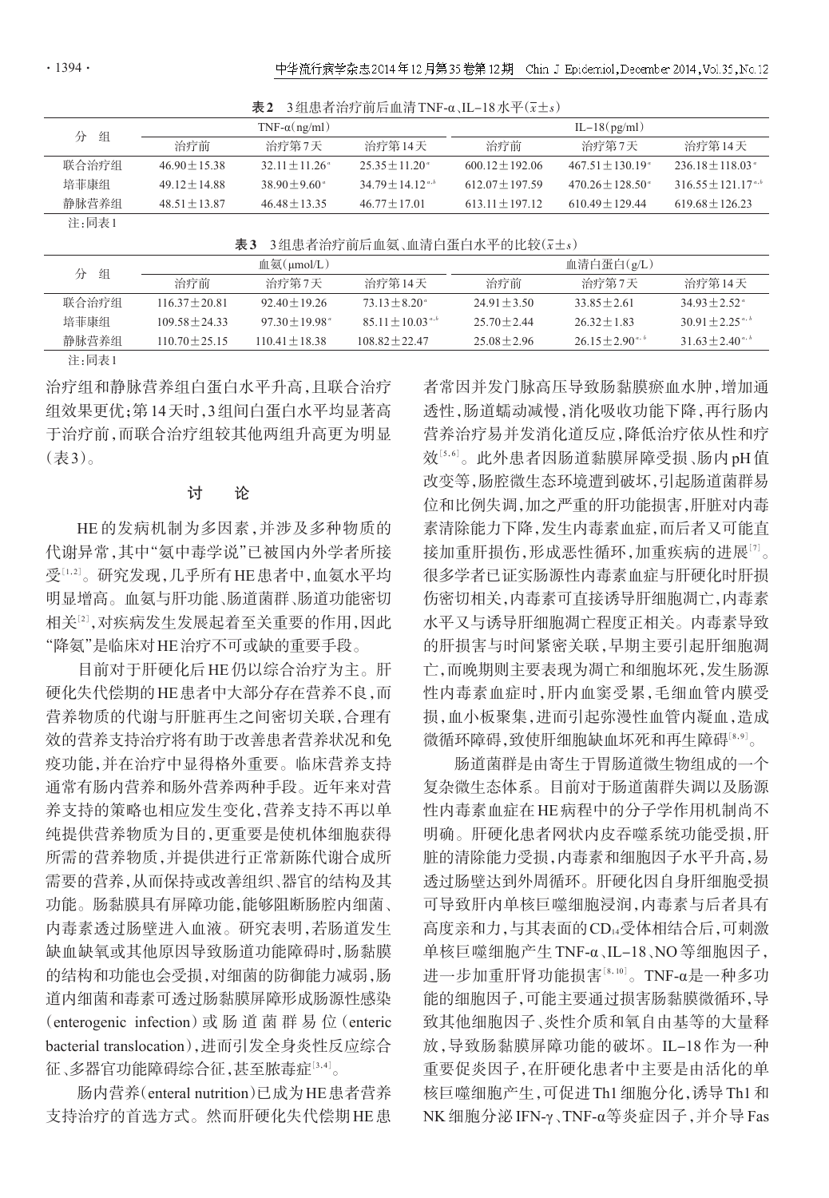**表2** 3组患者治疗前后血清TNF-α、IL-18水平($\bar{x}\pm s$)

| 分　组 | TNF-α(ng/ml) | | | IL-18(pg/ml) | | |
|---|---|---|---|---|---|---|
| | 治疗前 | 治疗第7天 | 治疗第14天 | 治疗前 | 治疗第7天 | 治疗第14天 |
| 联合治疗组 | 46.90±15.38 | 32.11±11.26[a] | 25.35±11.20[a] | 600.12±192.06 | 467.51±130.19[a] | 236.18±118.03[a] |
| 培菲康组 | 49.12±14.88 | 38.90±9.60[a] | 34.79±14.12[a,b] | 612.07±197.59 | 470.26±128.50[a] | 316.55±121.17[a,b] |
| 静脉营养组 | 48.51±13.87 | 46.48±13.35 | 46.77±17.01 | 613.11±197.12 | 610.49±129.44 | 619.68±126.23 |

注:同表1

**表3** 3组患者治疗前后血氨、血清白蛋白水平的比较($\bar{x}\pm s$)

| 分　组 | 血氨(μmol/L) | | | 血清白蛋白(g/L) | | |
|---|---|---|---|---|---|---|
| | 治疗前 | 治疗第7天 | 治疗第14天 | 治疗前 | 治疗第7天 | 治疗第14天 |
| 联合治疗组 | 116.37±20.81 | 92.40±19.26 | 73.13±8.20[a] | 24.91±3.50 | 33.85±2.61 | 34.93±2.52[a] |
| 培菲康组 | 109.58±24.33 | 97.30±19.98[a] | 85.11±10.03[a,b] | 25.70±2.44 | 26.32±1.83 | 30.91±2.25[a,b] |
| 静脉营养组 | 110.70±25.15 | 110.41±18.38 | 108.82±22.47 | 25.08±2.96 | 26.15±2.90[a,b] | 31.63±2.40[a,b] |

注:同表1

治疗组和静脉营养组白蛋白水平升高,且联合治疗组效果更优;第14天时,3组间白蛋白水平均显著高于治疗前,而联合治疗组较其他两组升高更为明显(表3)。

## 讨　论

HE的发病机制为多因素,并涉及多种物质的代谢异常,其中"氨中毒学说"已被国内外学者所接受[1,2]。研究发现,几乎所有HE患者中,血氨水平均明显增高。血氨与肝功能、肠道菌群、肠道功能密切相关[2],对疾病发生发展起着至关重要的作用,因此"降氨"是临床对HE治疗不可或缺的重要手段。

目前对于肝硬化后HE仍以综合治疗为主。肝硬化失代偿期的HE患者中大部分存在营养不良,而营养物质的代谢与肝脏再生之间密切关联,合理有效的营养支持治疗将有助于改善患者营养状况和免疫功能,并在治疗中显得格外重要。临床营养支持通常有肠内营养和肠外营养两种手段。近年来对营养支持的策略也相应发生变化,营养支持不再以单纯提供营养物质为目的,更重要是使机体细胞获得所需的营养物质,并提供进行正常新陈代谢合成所需要的营养,从而保持或改善组织、器官的结构及其功能。肠黏膜具有屏障功能,能够阻断肠腔内细菌、内毒素透过肠壁进入血液。研究表明,若肠道发生缺血缺氧或其他原因导致肠道功能障碍时,肠黏膜的结构和功能也会受损,对细菌的防御能力减弱,肠道内细菌和毒素可透过肠黏膜屏障形成肠源性感染(enterogenic infection)或肠道菌群易位(enteric bacterial translocation),进而引发全身炎性反应综合征、多器官功能障碍综合征,甚至脓毒症[3,4]。

肠内营养(enteral nutrition)已成为HE患者营养支持治疗的首选方式。然而肝硬化失代偿期HE患者常因并发门脉高压导致肠黏膜瘀血水肿,增加通透性,肠道蠕动减慢,消化吸收功能下降,再行肠内营养治疗易并发消化道反应,降低治疗依从性和疗效[5,6]。此外患者因肠道黏膜屏障受损、肠内pH值改变等,肠腔微生态环境遭到破坏,引起肠道菌群易位和比例失调,加之严重的肝功能损害,肝脏对内毒素清除能力下降,发生内毒素血症,而后者又可能直接加重肝损伤,形成恶性循环,加重疾病的进展[7]。很多学者已证实肠源性内毒素血症与肝硬化时肝损伤密切相关,内毒素可直接诱导肝细胞凋亡,内毒素水平又与诱导肝细胞凋亡程度正相关。内毒素导致的肝损害与时间紧密关联,早期主要引起肝细胞凋亡,而晚期则主要表现为凋亡和细胞坏死,发生肠源性内毒素血症时,肝内血窦受累,毛细血管内膜受损,血小板聚集,进而引起弥漫性血管内凝血,造成微循环障碍,致使肝细胞缺血坏死和再生障碍[8,9]。

肠道菌群是由寄生于胃肠道微生物组成的一个复杂微生态体系。目前对于肠道菌群失调以及肠源性内毒素血症在HE病程中的分子学作用机制尚不明确。肝硬化患者网状内皮吞噬系统功能受损,肝脏的清除能力受损,内毒素和细胞因子水平升高,易透过肠壁达到外周循环。肝硬化因自身肝细胞受损可导致肝内单核巨噬细胞浸润,内毒素与后者具有高度亲和力,与其表面的$CD_{14}$受体相结合后,可刺激单核巨噬细胞产生TNF-α、IL-18、NO等细胞因子,进一步加重肝肾功能损害[8,10]。TNF-α是一种多功能的细胞因子,可能主要通过损害肠黏膜微循环,导致其他细胞因子、炎性介质和氧自由基等的大量释放,导致肠黏膜屏障功能的破坏。IL-18作为一种重要促炎因子,在肝硬化患者中主要是由活化的单核巨噬细胞产生,可促进Th1细胞分化,诱导Th1和NK细胞分泌IFN-γ、TNF-α等炎症因子,并介导Fas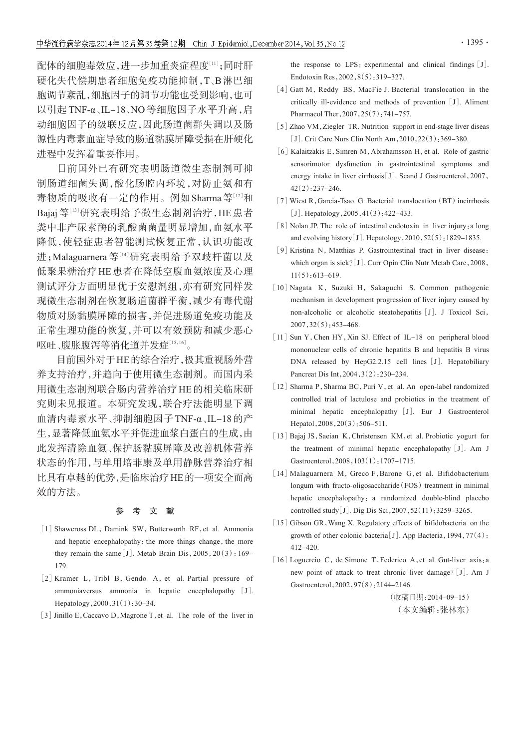配体的细胞毒效应，进一步加重炎症程度[11]；同时肝硬化失代偿期患者细胞免疫功能抑制，T、B淋巴细胞调节紊乱，细胞因子的调节功能也受到影响，也可以引起TNF-α、IL-18、NO等细胞因子水平升高，启动细胞因子的级联反应，因此肠道菌群失调以及肠源性内毒素血症导致的肠道黏膜屏障受损在肝硬化进程中发挥着重要作用。

目前国外已有研究表明肠道微生态制剂可抑制肠道细菌失调，酸化肠腔内环境，对防止氨和有毒物质的吸收有一定的作用。例如Sharma等[12]和Bajaj等[13]研究表明给予微生态制剂治疗，HE患者粪中非产尿素酶的乳酸菌菌量明显增加，血氨水平降低，使轻症患者智能测试恢复正常，认识功能改进；Malaguarnera等[14]研究表明给予双歧杆菌以及低聚果糖治疗HE患者在降低空腹血氨浓度及心理测试评分方面明显优于安慰剂组，亦有研究同样发现微生态制剂在恢复肠道菌群平衡，减少有毒代谢物质对肠黏膜屏障的损害，并促进肠道免疫功能及正常生理功能的恢复，并可以有效预防和减少恶心呕吐、腹胀腹泻等消化道并发症[15,16]。

目前国外对于HE的综合治疗，极其重视肠外营养支持治疗，并趋向于使用微生态制剂。而国内采用微生态制剂联合肠内营养治疗HE的相关临床研究则未见报道。本研究发现，联合疗法能明显下调血清内毒素水平、抑制细胞因子TNF-α、IL-18的产生，显著降低血氨水平并促进血浆白蛋白的生成，由此发挥清除血氨、保护肠黏膜屏障及改善机体营养状态的作用，与单用培菲康及单用静脉营养治疗相比具有卓越的优势，是临床治疗HE的一项安全而高效的方法。

## 参 考 文 献

[1] Shawcross DL, Damink SW, Butterworth RF, et al. Ammonia and hepatic encephalopathy: the more things change, the more they remain the same[J]. Metab Brain Dis, 2005, 20(3): 169-179.

[2] Kramer L, Tribl B, Gendo A, et al. Partial pressure of ammoniaversus ammonia in hepatic encephalopathy [J]. Hepatology, 2000, 31(1): 30-34.

[3] Jinillo E, Caccavo D, Magrone T, et al. The role of the liver in the response to LPS: experimental and clinical findings[J]. Endotoxin Res, 2002, 8(5): 319-327.

[4] Gatt M, Reddy BS, MacFie J. Bacterial translocation in the critically ill-evidence and methods of prevention [J]. Aliment Pharmacol Ther, 2007, 25(7): 741-757.

[5] Zhao VM, Ziegler TR. Nutrition support in end-stage liver diseas [J]. Crit Care Nurs Clin North Am, 2010, 22(3): 369-380.

[6] Kalaitzakis E, Simren M, Abrahamsson H, et al. Role of gastric sensorimotor dysfunction in gastrointestinal symptoms and energy intake in liver cirrhosis[J]. Scand J Gastroenterol, 2007, 42(2): 237-246.

[7] Wiest R, Garcia-Tsao G. Bacterial translocation (BT) incirrhosis [J]. Hepatology, 2005, 41(3): 422-433.

[8] Nolan JP. The role of intestinal endotoxin in liver injury: a long and evolving history[J]. Hepatology, 2010, 52(5): 1829-1835.

[9] Kristina N, Matthias P. Gastrointestinal tract in liver disease: which organ is sick?[J]. Curr Opin Clin Nutr Metab Care, 2008, 11(5): 613-619.

[10] Nagata K, Suzuki H, Sakaguchi S. Common pathogenic mechanism in development progression of liver injury caused by non-alcoholic or alcoholic steatohepatitis [J]. J Toxicol Sci, 2007, 32(5): 453-468.

[11] Sun Y, Chen HY, Xin SJ. Effect of IL-18 on peripheral blood mononuclear cells of chronic hepatitis B and hepatitis B virus DNA released by HepG2.2.15 cell lines [J]. Hepatobiliary Pancreat Dis Int, 2004, 3(2): 230-234.

[12] Sharma P, Sharma BC, Puri V, et al. An open-label randomized controlled trial of lactulose and probiotics in the treatment of minimal hepatic encephalopathy [J]. Eur J Gastroenterol Hepatol, 2008, 20(3): 506-511.

[13] Bajaj JS, Saeian K, Christensen KM, et al. Probiotic yogurt for the treatment of minimal hepatic encephalopathy [J]. Am J Gastroenterol, 2008, 103(1): 1707-1715.

[14] Malaguarnera M, Greco F, Barone G, et al. Bifidobacterium longum with fructo-oligosaccharide (FOS) treatment in minimal hepatic encephalopathy: a randomized double-blind placebo controlled study[J]. Dig Dis Sci, 2007, 52(11): 3259-3265.

[15] Gibson GR, Wang X. Regulatory effects of bifidobacteria on the growth of other colonic bacteria[J]. App Bacteria, 1994, 77(4): 412-420.

[16] Loguercio C, de Simone T, Federico A, et al. Gut-liver axis: a new point of attack to treat chronic liver damage?[J]. Am J Gastroenterol, 2002, 97(8): 2144-2146.

（收稿日期：2014-09-15）

（本文编辑：张林东）